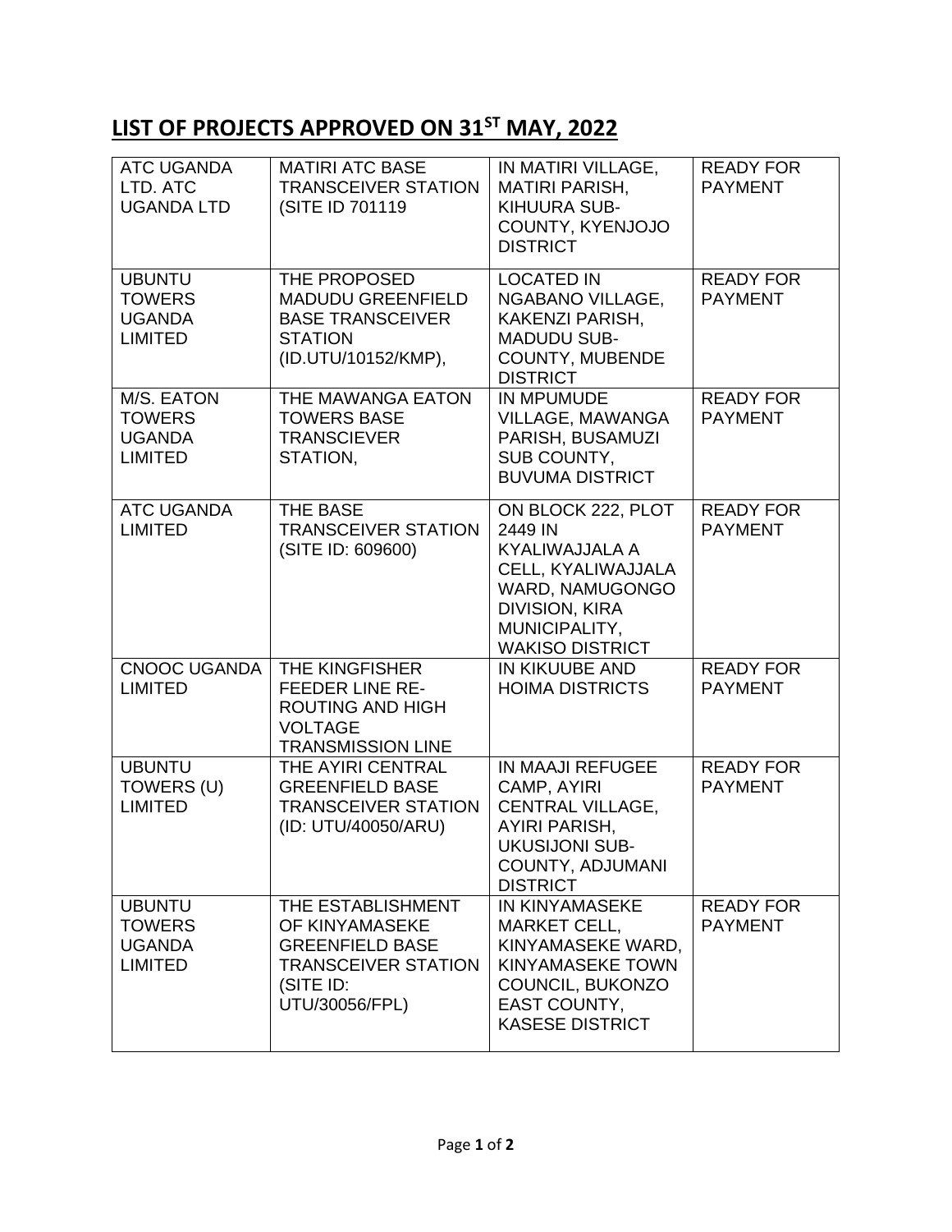# LIST OF PROJECTS APPROVED ON 31ST MAY, 2022

| | | | |
|---|---|---|---|
| ATC UGANDA LTD. ATC UGANDA LTD | MATIRI ATC BASE TRANSCEIVER STATION (SITE ID 701119 | IN MATIRI VILLAGE, MATIRI PARISH, KIHUURA SUB-COUNTY, KYENJOJO DISTRICT | READY FOR PAYMENT |
| UBUNTU TOWERS UGANDA LIMITED | THE PROPOSED MADUDU GREENFIELD BASE TRANSCEIVER STATION (ID.UTU/10152/KMP), | LOCATED IN NGABANO VILLAGE, KAKENZI PARISH, MADUDU SUB-COUNTY, MUBENDE DISTRICT | READY FOR PAYMENT |
| M/S. EATON TOWERS UGANDA LIMITED | THE MAWANGA EATON TOWERS BASE TRANSCIEVER STATION, | IN MPUMUDE VILLAGE, MAWANGA PARISH, BUSAMUZI SUB COUNTY, BUVUMA DISTRICT | READY FOR PAYMENT |
| ATC UGANDA LIMITED | THE BASE TRANSCEIVER STATION (SITE ID: 609600) | ON BLOCK 222, PLOT 2449 IN KYALIWAJJALA A CELL, KYALIWAJJALA WARD, NAMUGONGO DIVISION, KIRA MUNICIPALITY, WAKISO DISTRICT | READY FOR PAYMENT |
| CNOOC UGANDA LIMITED | THE KINGFISHER FEEDER LINE RE-ROUTING AND HIGH VOLTAGE TRANSMISSION LINE | IN KIKUUBE AND HOIMA DISTRICTS | READY FOR PAYMENT |
| UBUNTU TOWERS (U) LIMITED | THE AYIRI CENTRAL GREENFIELD BASE TRANSCEIVER STATION (ID: UTU/40050/ARU) | IN MAAJI REFUGEE CAMP, AYIRI CENTRAL VILLAGE, AYIRI PARISH, UKUSIJONI SUB-COUNTY, ADJUMANI DISTRICT | READY FOR PAYMENT |
| UBUNTU TOWERS UGANDA LIMITED | THE ESTABLISHMENT OF KINYAMASEKE GREENFIELD BASE TRANSCEIVER STATION (SITE ID: UTU/30056/FPL) | IN KINYAMASEKE MARKET CELL, KINYAMASEKE WARD, KINYAMASEKE TOWN COUNCIL, BUKONZO EAST COUNTY, KASESE DISTRICT | READY FOR PAYMENT |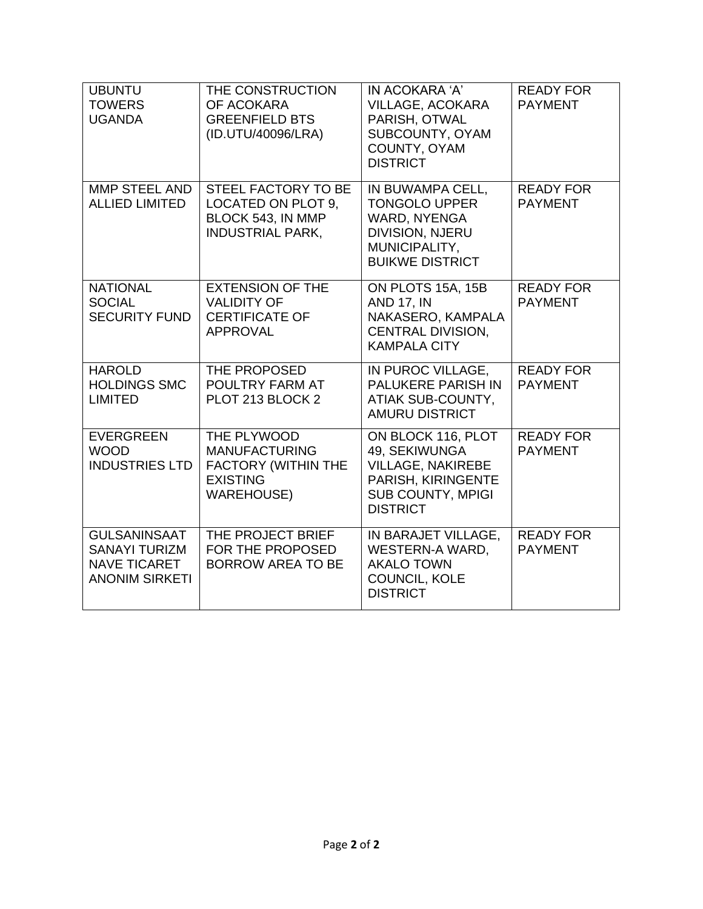| | | | |
|---|---|---|---|
| UBUNTU TOWERS UGANDA | THE CONSTRUCTION OF ACOKARA GREENFIELD BTS (ID.UTU/40096/LRA) | IN ACOKARA 'A' VILLAGE, ACOKARA PARISH, OTWAL SUBCOUNTY, OYAM COUNTY, OYAM DISTRICT | READY FOR PAYMENT |
| MMP STEEL AND ALLIED LIMITED | STEEL FACTORY TO BE LOCATED ON PLOT 9, BLOCK 543, IN MMP INDUSTRIAL PARK, | IN BUWAMPA CELL, TONGOLO UPPER WARD, NYENGA DIVISION, NJERU MUNICIPALITY, BUIKWE DISTRICT | READY FOR PAYMENT |
| NATIONAL SOCIAL SECURITY FUND | EXTENSION OF THE VALIDITY OF CERTIFICATE OF APPROVAL | ON PLOTS 15A, 15B AND 17, IN NAKASERO, KAMPALA CENTRAL DIVISION, KAMPALA CITY | READY FOR PAYMENT |
| HAROLD HOLDINGS SMC LIMITED | THE PROPOSED POULTRY FARM AT PLOT 213 BLOCK 2 | IN PUROC VILLAGE, PALUKERE PARISH IN ATIAK SUB-COUNTY, AMURU DISTRICT | READY FOR PAYMENT |
| EVERGREEN WOOD INDUSTRIES LTD | THE PLYWOOD MANUFACTURING FACTORY (WITHIN THE EXISTING WAREHOUSE) | ON BLOCK 116, PLOT 49, SEKIWUNGA VILLAGE, NAKIREBE PARISH, KIRINGENTE SUB COUNTY, MPIGI DISTRICT | READY FOR PAYMENT |
| GULSANINSAAT SANAYI TURIZM NAVE TICARET ANONIM SIRKETI | THE PROJECT BRIEF FOR THE PROPOSED BORROW AREA TO BE | IN BARAJET VILLAGE, WESTERN-A WARD, AKALO TOWN COUNCIL, KOLE DISTRICT | READY FOR PAYMENT |